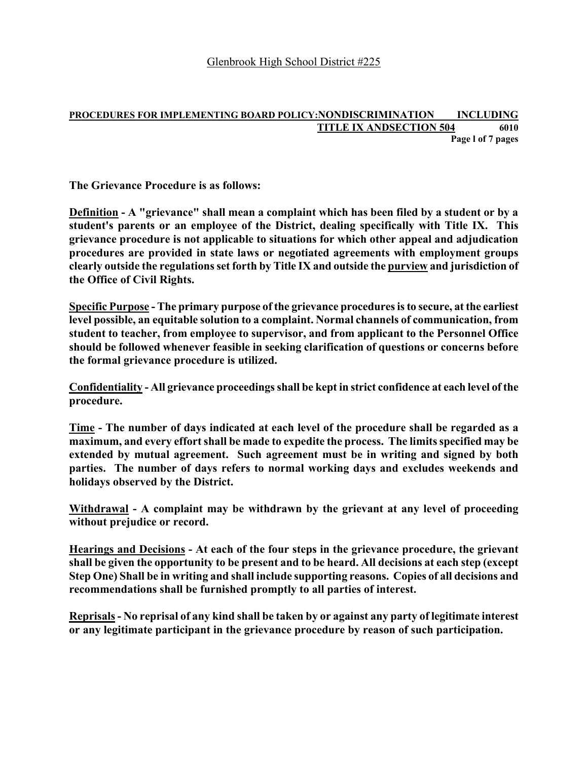Glenbrook High School District #225

## PROCEDURES FOR IMPLEMENTING BOARD POLICY: NONDISCRIMINATION INCLUDING TITLE IX AND SECTION 504 6010

**The Grievance Procedure is as follows:**

**Definition - A "grievance" shall mean a complaint which has been filed by a student or by a student's parents or an employee of the District, dealing specifically with Title IX. This grievance procedure is not applicable to situations for which other appeal and adjudication procedures are provided in state laws or negotiated agreements with employment groups clearly outside the regulations set forth by Title IX and outside the purview and jurisdiction of the Office of Civil Rights.**

**Specific Purpose - The primary purpose of the grievance procedures is to secure, at the earliest level possible, an equitable solution to a complaint. Normal channels of communication, from student to teacher, from employee to supervisor, and from applicant to the Personnel Office should be followed whenever feasible in seeking clarification of questions or concerns before the formal grievance procedure is utilized.**

**Confidentiality - All grievance proceedings shall be kept in strict confidence at each level of the procedure.**

**Time - The number of days indicated at each level of the procedure shall be regarded as a maximum, and every effort shall be made to expedite the process. The limits specified may be extended by mutual agreement. Such agreement must be in writing and signed by both parties. The number of days refers to normal working days and excludes weekends and holidays observed by the District.**

**Withdrawal - A complaint may be withdrawn by the grievant at any level of proceeding without prejudice or record.**

**Hearings and Decisions - At each of the four steps in the grievance procedure, the grievant shall be given the opportunity to be present and to be heard. All decisions at each step (except Step One) Shall be in writing and shall include supporting reasons. Copies of all decisions and recommendations shall be furnished promptly to all parties of interest.**

**Reprisals - No reprisal of any kind shall be taken by or against any party of legitimate interest or any legitimate participant in the grievance procedure by reason of such participation.**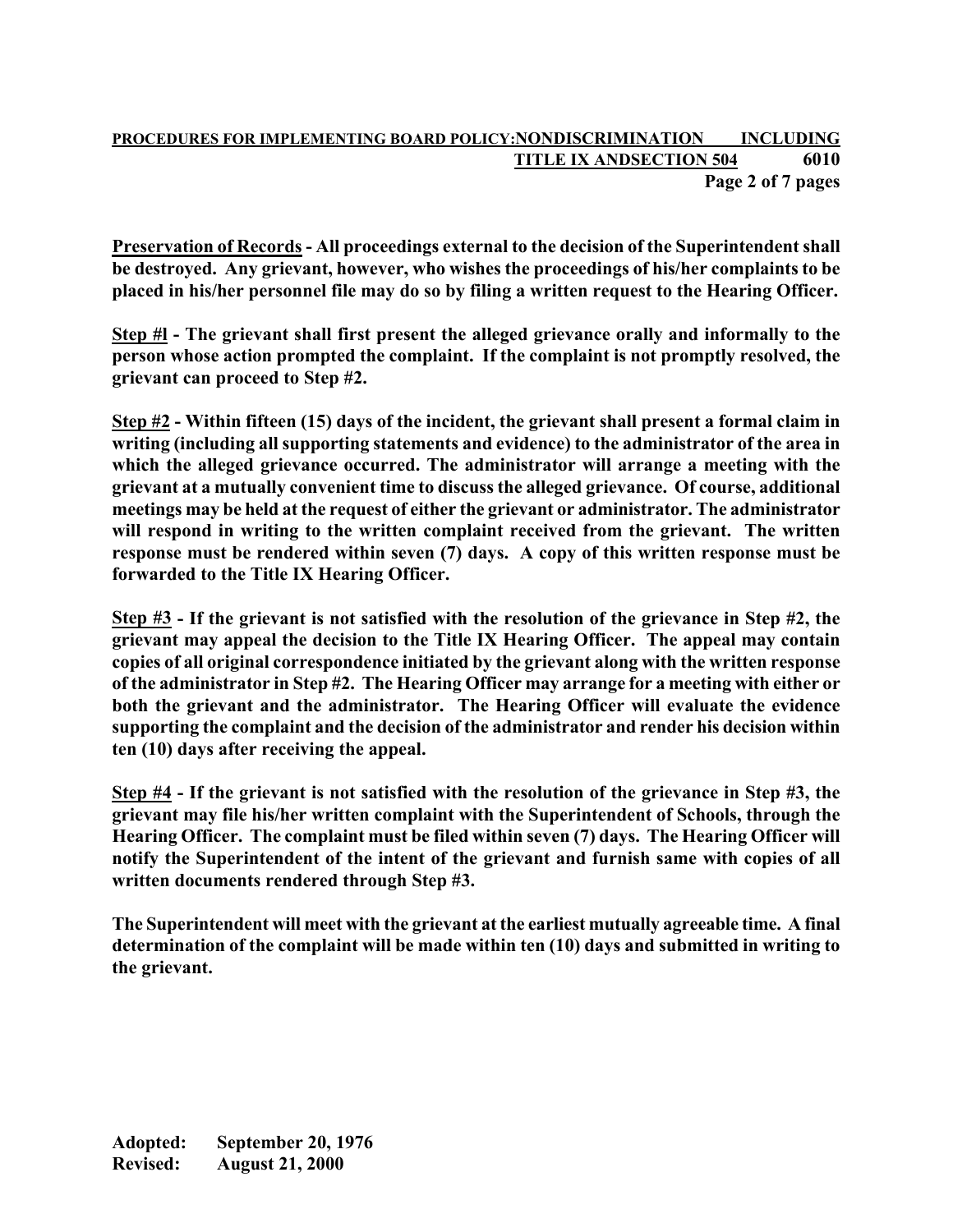**Preservation of Records - All proceedings external to the decision of the Superintendent shall be destroyed. Any grievant, however, who wishes the proceedings of his/her complaints to be placed in his/her personnel file may do so by filing a written request to the Hearing Officer.**

**Step #l - The grievant shall first present the alleged grievance orally and informally to the person whose action prompted the complaint. If the complaint is not promptly resolved, the grievant can proceed to Step #2.**

**Step #2 - Within fifteen (15) days of the incident, the grievant shall present a formal claim in writing (including all supporting statements and evidence) to the administrator of the area in which the alleged grievance occurred. The administrator will arrange a meeting with the grievant at a mutually convenient time to discuss the alleged grievance. Of course, additional meetings may be held at the request of either the grievant or administrator. The administrator will respond in writing to the written complaint received from the grievant. The written response must be rendered within seven (7) days. A copy of this written response must be forwarded to the Title IX Hearing Officer.**

**Step #3 - If the grievant is not satisfied with the resolution of the grievance in Step #2, the grievant may appeal the decision to the Title IX Hearing Officer. The appeal may contain copies of all original correspondence initiated by the grievant along with the written response of the administrator in Step #2. The Hearing Officer may arrange for a meeting with either or both the grievant and the administrator. The Hearing Officer will evaluate the evidence supporting the complaint and the decision of the administrator and render his decision within ten (10) days after receiving the appeal.**

**Step #4 - If the grievant is not satisfied with the resolution of the grievance in Step #3, the grievant may file his/her written complaint with the Superintendent of Schools, through the Hearing Officer. The complaint must be filed within seven (7) days. The Hearing Officer will notify the Superintendent of the intent of the grievant and furnish same with copies of all written documents rendered through Step #3.**

**The Superintendent will meet with the grievant at the earliest mutually agreeable time. A final determination of the complaint will be made within ten (10) days and submitted in writing to the grievant.**

**Adopted: September 20, 1976**
**Revised: August 21, 2000**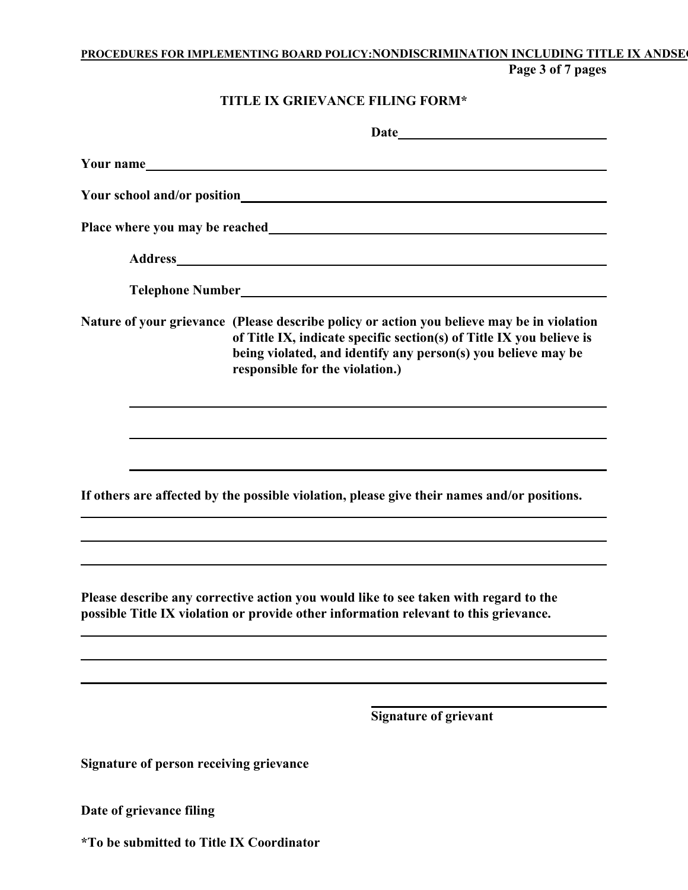## TITLE IX GRIEVANCE FILING FORM*

**Date** ______________________________

**Your name** ______________________________________________________________

**Your school and/or position** _____________________________________________

**Place where you may be reached** __________________________________________

**Address** ______________________________________________________________

**Telephone Number** _____________________________________________________

**Nature of your grievance (Please describe policy or action you believe may be in violation of Title IX, indicate specific section(s) of Title IX you believe is being violated, and identify any person(s) you believe may be responsible for the violation.)**

______________________________________________________________

______________________________________________________________

______________________________________________________________

**If others are affected by the possible violation, please give their names and/or positions.**

______________________________________________________________

______________________________________________________________

______________________________________________________________

**Please describe any corrective action you would like to see taken with regard to the possible Title IX violation or provide other information relevant to this grievance.**

______________________________________________________________

______________________________________________________________

______________________________________________________________

______________________________

**Signature of grievant**

**Signature of person receiving grievance**

**Date of grievance filing**

***To be submitted to Title IX Coordinator**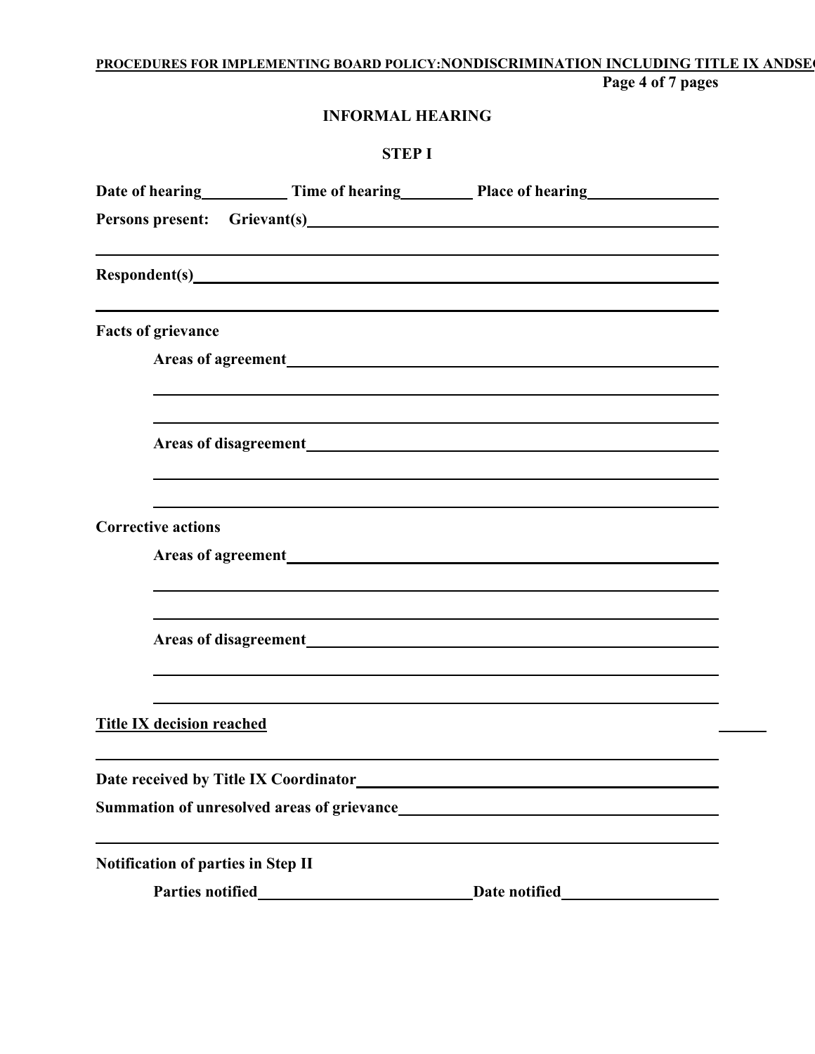## INFORMAL HEARING

### STEP I

**Date of hearing**\_\_\_\_\_\_\_\_\_\_ **Time of hearing**\_\_\_\_\_\_\_\_\_\_ **Place of hearing**\_\_\_\_\_\_\_\_\_\_\_\_\_\_\_\_

**Persons present: Grievant(s)**\_\_\_\_\_\_\_\_\_\_\_\_\_\_\_\_\_\_\_\_\_\_\_\_\_\_\_\_\_\_\_\_\_\_\_\_\_\_\_\_\_\_\_\_

\_\_\_\_\_\_\_\_\_\_\_\_\_\_\_\_\_\_\_\_\_\_\_\_\_\_\_\_\_\_\_\_\_\_\_\_\_\_\_\_\_\_\_\_\_\_\_\_\_\_\_\_\_\_\_\_\_\_\_\_\_\_

**Respondent(s)**\_\_\_\_\_\_\_\_\_\_\_\_\_\_\_\_\_\_\_\_\_\_\_\_\_\_\_\_\_\_\_\_\_\_\_\_\_\_\_\_\_\_\_\_\_\_\_\_\_\_\_\_

\_\_\_\_\_\_\_\_\_\_\_\_\_\_\_\_\_\_\_\_\_\_\_\_\_\_\_\_\_\_\_\_\_\_\_\_\_\_\_\_\_\_\_\_\_\_\_\_\_\_\_\_\_\_\_\_\_\_\_\_\_\_

**Facts of grievance**

**Areas of agreement**\_\_\_\_\_\_\_\_\_\_\_\_\_\_\_\_\_\_\_\_\_\_\_\_\_\_\_\_\_\_\_\_\_\_\_\_\_\_\_\_\_\_\_\_\_\_

\_\_\_\_\_\_\_\_\_\_\_\_\_\_\_\_\_\_\_\_\_\_\_\_\_\_\_\_\_\_\_\_\_\_\_\_\_\_\_\_\_\_\_\_\_\_\_\_\_\_\_\_\_\_\_\_\_\_

\_\_\_\_\_\_\_\_\_\_\_\_\_\_\_\_\_\_\_\_\_\_\_\_\_\_\_\_\_\_\_\_\_\_\_\_\_\_\_\_\_\_\_\_\_\_\_\_\_\_\_\_\_\_\_\_\_\_

**Areas of disagreement**\_\_\_\_\_\_\_\_\_\_\_\_\_\_\_\_\_\_\_\_\_\_\_\_\_\_\_\_\_\_\_\_\_\_\_\_\_\_\_\_\_\_\_

\_\_\_\_\_\_\_\_\_\_\_\_\_\_\_\_\_\_\_\_\_\_\_\_\_\_\_\_\_\_\_\_\_\_\_\_\_\_\_\_\_\_\_\_\_\_\_\_\_\_\_\_\_\_\_\_\_\_

\_\_\_\_\_\_\_\_\_\_\_\_\_\_\_\_\_\_\_\_\_\_\_\_\_\_\_\_\_\_\_\_\_\_\_\_\_\_\_\_\_\_\_\_\_\_\_\_\_\_\_\_\_\_\_\_\_\_

**Corrective actions**

**Areas of agreement**\_\_\_\_\_\_\_\_\_\_\_\_\_\_\_\_\_\_\_\_\_\_\_\_\_\_\_\_\_\_\_\_\_\_\_\_\_\_\_\_\_\_\_\_\_\_

\_\_\_\_\_\_\_\_\_\_\_\_\_\_\_\_\_\_\_\_\_\_\_\_\_\_\_\_\_\_\_\_\_\_\_\_\_\_\_\_\_\_\_\_\_\_\_\_\_\_\_\_\_\_\_\_\_\_

\_\_\_\_\_\_\_\_\_\_\_\_\_\_\_\_\_\_\_\_\_\_\_\_\_\_\_\_\_\_\_\_\_\_\_\_\_\_\_\_\_\_\_\_\_\_\_\_\_\_\_\_\_\_\_\_\_\_

**Areas of disagreement**\_\_\_\_\_\_\_\_\_\_\_\_\_\_\_\_\_\_\_\_\_\_\_\_\_\_\_\_\_\_\_\_\_\_\_\_\_\_\_\_\_\_\_

\_\_\_\_\_\_\_\_\_\_\_\_\_\_\_\_\_\_\_\_\_\_\_\_\_\_\_\_\_\_\_\_\_\_\_\_\_\_\_\_\_\_\_\_\_\_\_\_\_\_\_\_\_\_\_\_\_\_

\_\_\_\_\_\_\_\_\_\_\_\_\_\_\_\_\_\_\_\_\_\_\_\_\_\_\_\_\_\_\_\_\_\_\_\_\_\_\_\_\_\_\_\_\_\_\_\_\_\_\_\_\_\_\_\_\_\_

**Title IX decision reached**

\_\_\_\_\_\_\_\_\_\_\_\_\_\_\_\_\_\_\_\_\_\_\_\_\_\_\_\_\_\_\_\_\_\_\_\_\_\_\_\_\_\_\_\_\_\_\_\_\_\_\_\_\_\_\_\_\_\_\_\_\_\_

**Date received by Title IX Coordinator**\_\_\_\_\_\_\_\_\_\_\_\_\_\_\_\_\_\_\_\_\_\_\_\_\_\_\_\_\_\_\_\_\_\_\_\_

**Summation of unresolved areas of grievance**\_\_\_\_\_\_\_\_\_\_\_\_\_\_\_\_\_\_\_\_\_\_\_\_\_\_\_\_\_\_\_

\_\_\_\_\_\_\_\_\_\_\_\_\_\_\_\_\_\_\_\_\_\_\_\_\_\_\_\_\_\_\_\_\_\_\_\_\_\_\_\_\_\_\_\_\_\_\_\_\_\_\_\_\_\_\_\_\_\_\_\_\_\_

**Notification of parties in Step II**

**Parties notified**\_\_\_\_\_\_\_\_\_\_\_\_\_\_\_\_\_\_\_\_\_\_\_\_\_\_**Date notified**\_\_\_\_\_\_\_\_\_\_\_\_\_\_\_\_\_\_\_\_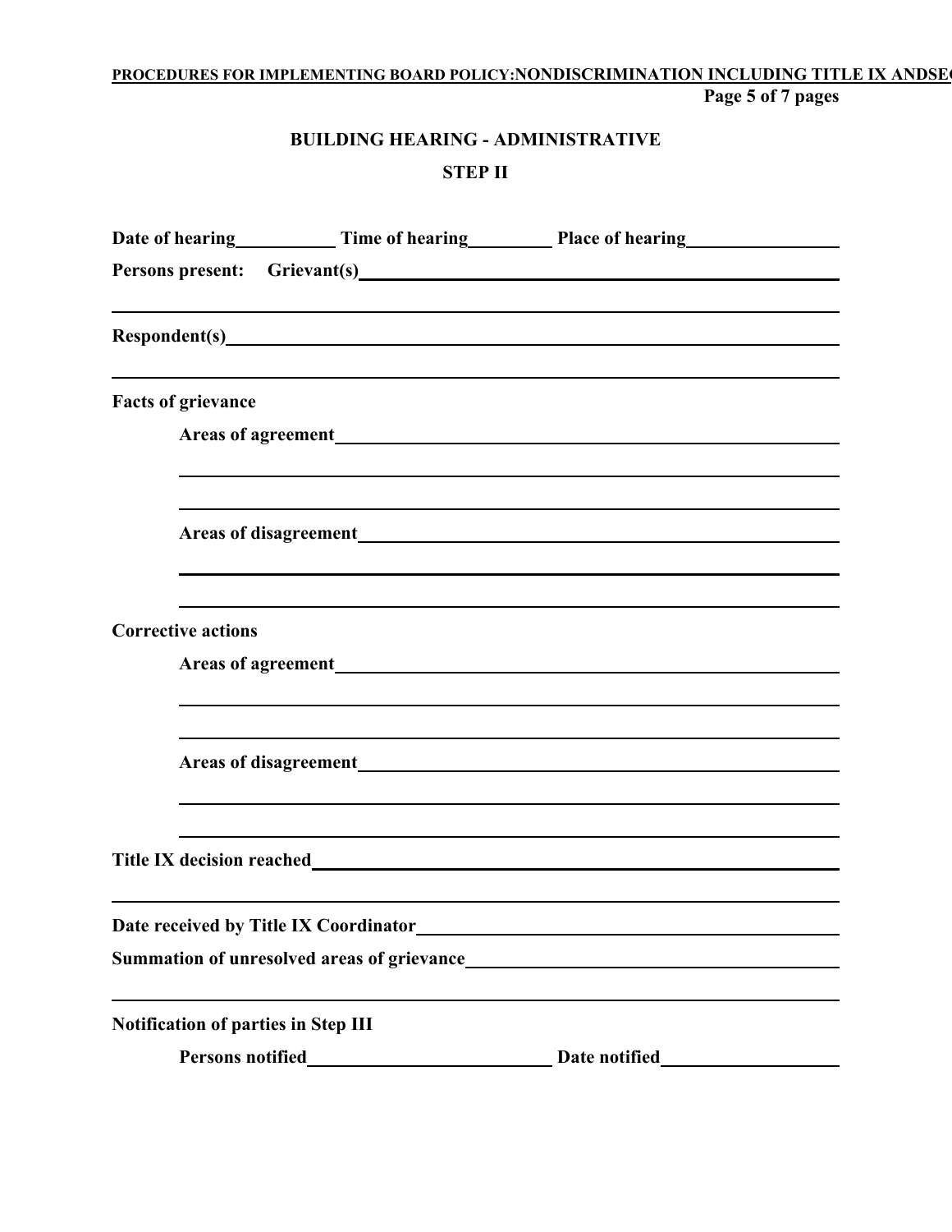## BUILDING HEARING - ADMINISTRATIVE

## STEP II

**Date of hearing**\_\_\_\_\_\_\_\_\_\_ **Time of hearing**\_\_\_\_\_\_\_\_\_\_ **Place of hearing**\_\_\_\_\_\_\_\_\_\_\_\_\_\_\_\_

**Persons present:** **Grievant(s)**\_\_\_\_\_\_\_\_\_\_\_\_\_\_\_\_\_\_\_\_\_\_\_\_\_\_\_\_\_\_\_\_\_\_\_\_\_\_\_\_\_\_\_\_\_\_\_\_

\_\_\_\_\_\_\_\_\_\_\_\_\_\_\_\_\_\_\_\_\_\_\_\_\_\_\_\_\_\_\_\_\_\_\_\_\_\_\_\_\_\_\_\_\_\_\_\_\_\_\_\_\_\_\_\_\_\_\_\_\_\_\_\_\_\_\_\_\_\_

**Respondent(s)**\_\_\_\_\_\_\_\_\_\_\_\_\_\_\_\_\_\_\_\_\_\_\_\_\_\_\_\_\_\_\_\_\_\_\_\_\_\_\_\_\_\_\_\_\_\_\_\_\_\_\_\_\_\_\_\_\_

\_\_\_\_\_\_\_\_\_\_\_\_\_\_\_\_\_\_\_\_\_\_\_\_\_\_\_\_\_\_\_\_\_\_\_\_\_\_\_\_\_\_\_\_\_\_\_\_\_\_\_\_\_\_\_\_\_\_\_\_\_\_\_\_\_\_\_\_\_\_

**Facts of grievance**

**Areas of agreement**\_\_\_\_\_\_\_\_\_\_\_\_\_\_\_\_\_\_\_\_\_\_\_\_\_\_\_\_\_\_\_\_\_\_\_\_\_\_\_\_\_\_\_\_\_\_\_\_

\_\_\_\_\_\_\_\_\_\_\_\_\_\_\_\_\_\_\_\_\_\_\_\_\_\_\_\_\_\_\_\_\_\_\_\_\_\_\_\_\_\_\_\_\_\_\_\_\_\_\_\_\_\_\_\_\_\_\_\_\_\_\_\_

\_\_\_\_\_\_\_\_\_\_\_\_\_\_\_\_\_\_\_\_\_\_\_\_\_\_\_\_\_\_\_\_\_\_\_\_\_\_\_\_\_\_\_\_\_\_\_\_\_\_\_\_\_\_\_\_\_\_\_\_\_\_\_\_

**Areas of disagreement**\_\_\_\_\_\_\_\_\_\_\_\_\_\_\_\_\_\_\_\_\_\_\_\_\_\_\_\_\_\_\_\_\_\_\_\_\_\_\_\_\_\_\_\_\_

\_\_\_\_\_\_\_\_\_\_\_\_\_\_\_\_\_\_\_\_\_\_\_\_\_\_\_\_\_\_\_\_\_\_\_\_\_\_\_\_\_\_\_\_\_\_\_\_\_\_\_\_\_\_\_\_\_\_\_\_\_\_\_\_

\_\_\_\_\_\_\_\_\_\_\_\_\_\_\_\_\_\_\_\_\_\_\_\_\_\_\_\_\_\_\_\_\_\_\_\_\_\_\_\_\_\_\_\_\_\_\_\_\_\_\_\_\_\_\_\_\_\_\_\_\_\_\_\_

**Corrective actions**

**Areas of agreement**\_\_\_\_\_\_\_\_\_\_\_\_\_\_\_\_\_\_\_\_\_\_\_\_\_\_\_\_\_\_\_\_\_\_\_\_\_\_\_\_\_\_\_\_\_\_\_\_

\_\_\_\_\_\_\_\_\_\_\_\_\_\_\_\_\_\_\_\_\_\_\_\_\_\_\_\_\_\_\_\_\_\_\_\_\_\_\_\_\_\_\_\_\_\_\_\_\_\_\_\_\_\_\_\_\_\_\_\_\_\_\_\_

\_\_\_\_\_\_\_\_\_\_\_\_\_\_\_\_\_\_\_\_\_\_\_\_\_\_\_\_\_\_\_\_\_\_\_\_\_\_\_\_\_\_\_\_\_\_\_\_\_\_\_\_\_\_\_\_\_\_\_\_\_\_\_\_

**Areas of disagreement**\_\_\_\_\_\_\_\_\_\_\_\_\_\_\_\_\_\_\_\_\_\_\_\_\_\_\_\_\_\_\_\_\_\_\_\_\_\_\_\_\_\_\_\_\_

\_\_\_\_\_\_\_\_\_\_\_\_\_\_\_\_\_\_\_\_\_\_\_\_\_\_\_\_\_\_\_\_\_\_\_\_\_\_\_\_\_\_\_\_\_\_\_\_\_\_\_\_\_\_\_\_\_\_\_\_\_\_\_\_

\_\_\_\_\_\_\_\_\_\_\_\_\_\_\_\_\_\_\_\_\_\_\_\_\_\_\_\_\_\_\_\_\_\_\_\_\_\_\_\_\_\_\_\_\_\_\_\_\_\_\_\_\_\_\_\_\_\_\_\_\_\_\_\_

**Title IX decision reached**\_\_\_\_\_\_\_\_\_\_\_\_\_\_\_\_\_\_\_\_\_\_\_\_\_\_\_\_\_\_\_\_\_\_\_\_\_\_\_\_\_\_\_\_\_\_\_\_\_

\_\_\_\_\_\_\_\_\_\_\_\_\_\_\_\_\_\_\_\_\_\_\_\_\_\_\_\_\_\_\_\_\_\_\_\_\_\_\_\_\_\_\_\_\_\_\_\_\_\_\_\_\_\_\_\_\_\_\_\_\_\_\_\_\_\_\_\_\_\_

**Date received by Title IX Coordinator**\_\_\_\_\_\_\_\_\_\_\_\_\_\_\_\_\_\_\_\_\_\_\_\_\_\_\_\_\_\_\_\_\_\_\_\_\_\_\_\_\_

**Summation of unresolved areas of grievance**\_\_\_\_\_\_\_\_\_\_\_\_\_\_\_\_\_\_\_\_\_\_\_\_\_\_\_\_\_\_\_\_\_\_\_\_

\_\_\_\_\_\_\_\_\_\_\_\_\_\_\_\_\_\_\_\_\_\_\_\_\_\_\_\_\_\_\_\_\_\_\_\_\_\_\_\_\_\_\_\_\_\_\_\_\_\_\_\_\_\_\_\_\_\_\_\_\_\_\_\_\_\_\_\_\_\_

**Notification of parties in Step III**

**Persons notified**\_\_\_\_\_\_\_\_\_\_\_\_\_\_\_\_\_\_\_\_\_\_\_\_\_\_\_ **Date notified**\_\_\_\_\_\_\_\_\_\_\_\_\_\_\_\_\_\_\_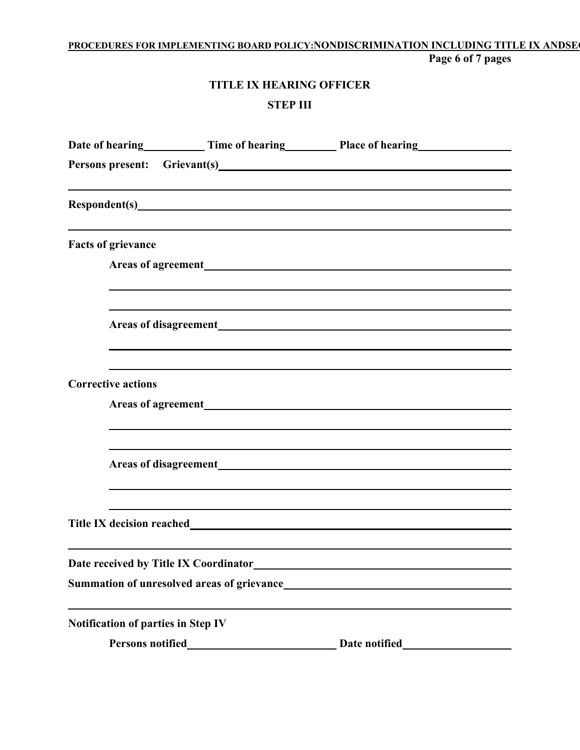## TITLE IX HEARING OFFICER

### STEP III

**Date of hearing**\_\_\_\_\_\_\_\_\_\_ **Time of hearing**\_\_\_\_\_\_\_\_\_\_ **Place of hearing**\_\_\_\_\_\_\_\_\_\_\_\_\_\_\_\_

**Persons present: Grievant(s)**\_\_\_\_\_\_\_\_\_\_\_\_\_\_\_\_\_\_\_\_\_\_\_\_\_\_\_\_\_\_\_\_\_\_\_\_\_\_\_\_\_\_\_\_

\_\_\_\_\_\_\_\_\_\_\_\_\_\_\_\_\_\_\_\_\_\_\_\_\_\_\_\_\_\_\_\_\_\_\_\_\_\_\_\_\_\_\_\_\_\_\_\_\_\_\_\_\_\_\_\_\_\_\_\_\_\_\_\_\_\_\_\_\_\_

**Respondent(s)**\_\_\_\_\_\_\_\_\_\_\_\_\_\_\_\_\_\_\_\_\_\_\_\_\_\_\_\_\_\_\_\_\_\_\_\_\_\_\_\_\_\_\_\_\_\_\_\_\_\_\_\_\_\_\_\_\_\_

\_\_\_\_\_\_\_\_\_\_\_\_\_\_\_\_\_\_\_\_\_\_\_\_\_\_\_\_\_\_\_\_\_\_\_\_\_\_\_\_\_\_\_\_\_\_\_\_\_\_\_\_\_\_\_\_\_\_\_\_\_\_\_\_\_\_\_\_\_\_

**Facts of grievance**

**Areas of agreement**\_\_\_\_\_\_\_\_\_\_\_\_\_\_\_\_\_\_\_\_\_\_\_\_\_\_\_\_\_\_\_\_\_\_\_\_\_\_\_\_\_\_\_\_\_\_\_\_\_\_

\_\_\_\_\_\_\_\_\_\_\_\_\_\_\_\_\_\_\_\_\_\_\_\_\_\_\_\_\_\_\_\_\_\_\_\_\_\_\_\_\_\_\_\_\_\_\_\_\_\_\_\_\_\_\_\_\_\_\_\_\_\_\_\_\_\_

\_\_\_\_\_\_\_\_\_\_\_\_\_\_\_\_\_\_\_\_\_\_\_\_\_\_\_\_\_\_\_\_\_\_\_\_\_\_\_\_\_\_\_\_\_\_\_\_\_\_\_\_\_\_\_\_\_\_\_\_\_\_\_\_\_\_

**Areas of disagreement**\_\_\_\_\_\_\_\_\_\_\_\_\_\_\_\_\_\_\_\_\_\_\_\_\_\_\_\_\_\_\_\_\_\_\_\_\_\_\_\_\_\_\_\_\_\_\_

\_\_\_\_\_\_\_\_\_\_\_\_\_\_\_\_\_\_\_\_\_\_\_\_\_\_\_\_\_\_\_\_\_\_\_\_\_\_\_\_\_\_\_\_\_\_\_\_\_\_\_\_\_\_\_\_\_\_\_\_\_\_\_\_\_\_

\_\_\_\_\_\_\_\_\_\_\_\_\_\_\_\_\_\_\_\_\_\_\_\_\_\_\_\_\_\_\_\_\_\_\_\_\_\_\_\_\_\_\_\_\_\_\_\_\_\_\_\_\_\_\_\_\_\_\_\_\_\_\_\_\_\_

**Corrective actions**

**Areas of agreement**\_\_\_\_\_\_\_\_\_\_\_\_\_\_\_\_\_\_\_\_\_\_\_\_\_\_\_\_\_\_\_\_\_\_\_\_\_\_\_\_\_\_\_\_\_\_\_\_\_\_

\_\_\_\_\_\_\_\_\_\_\_\_\_\_\_\_\_\_\_\_\_\_\_\_\_\_\_\_\_\_\_\_\_\_\_\_\_\_\_\_\_\_\_\_\_\_\_\_\_\_\_\_\_\_\_\_\_\_\_\_\_\_\_\_\_\_

\_\_\_\_\_\_\_\_\_\_\_\_\_\_\_\_\_\_\_\_\_\_\_\_\_\_\_\_\_\_\_\_\_\_\_\_\_\_\_\_\_\_\_\_\_\_\_\_\_\_\_\_\_\_\_\_\_\_\_\_\_\_\_\_\_\_

**Areas of disagreement**\_\_\_\_\_\_\_\_\_\_\_\_\_\_\_\_\_\_\_\_\_\_\_\_\_\_\_\_\_\_\_\_\_\_\_\_\_\_\_\_\_\_\_\_\_\_\_

\_\_\_\_\_\_\_\_\_\_\_\_\_\_\_\_\_\_\_\_\_\_\_\_\_\_\_\_\_\_\_\_\_\_\_\_\_\_\_\_\_\_\_\_\_\_\_\_\_\_\_\_\_\_\_\_\_\_\_\_\_\_\_\_\_\_

\_\_\_\_\_\_\_\_\_\_\_\_\_\_\_\_\_\_\_\_\_\_\_\_\_\_\_\_\_\_\_\_\_\_\_\_\_\_\_\_\_\_\_\_\_\_\_\_\_\_\_\_\_\_\_\_\_\_\_\_\_\_\_\_\_\_

**Title IX decision reached**\_\_\_\_\_\_\_\_\_\_\_\_\_\_\_\_\_\_\_\_\_\_\_\_\_\_\_\_\_\_\_\_\_\_\_\_\_\_\_\_\_\_\_\_\_\_\_\_\_\_\_

\_\_\_\_\_\_\_\_\_\_\_\_\_\_\_\_\_\_\_\_\_\_\_\_\_\_\_\_\_\_\_\_\_\_\_\_\_\_\_\_\_\_\_\_\_\_\_\_\_\_\_\_\_\_\_\_\_\_\_\_\_\_\_\_\_\_\_\_\_\_

**Date received by Title IX Coordinator**\_\_\_\_\_\_\_\_\_\_\_\_\_\_\_\_\_\_\_\_\_\_\_\_\_\_\_\_\_\_\_\_\_\_\_\_\_\_\_\_

**Summation of unresolved areas of grievance**\_\_\_\_\_\_\_\_\_\_\_\_\_\_\_\_\_\_\_\_\_\_\_\_\_\_\_\_\_\_\_\_\_\_\_

\_\_\_\_\_\_\_\_\_\_\_\_\_\_\_\_\_\_\_\_\_\_\_\_\_\_\_\_\_\_\_\_\_\_\_\_\_\_\_\_\_\_\_\_\_\_\_\_\_\_\_\_\_\_\_\_\_\_\_\_\_\_\_\_\_\_\_\_\_\_

**Notification of parties in Step IV**

**Persons notified**\_\_\_\_\_\_\_\_\_\_\_\_\_\_\_\_\_\_\_\_\_\_\_\_\_\_ **Date notified**\_\_\_\_\_\_\_\_\_\_\_\_\_\_\_\_\_\_\_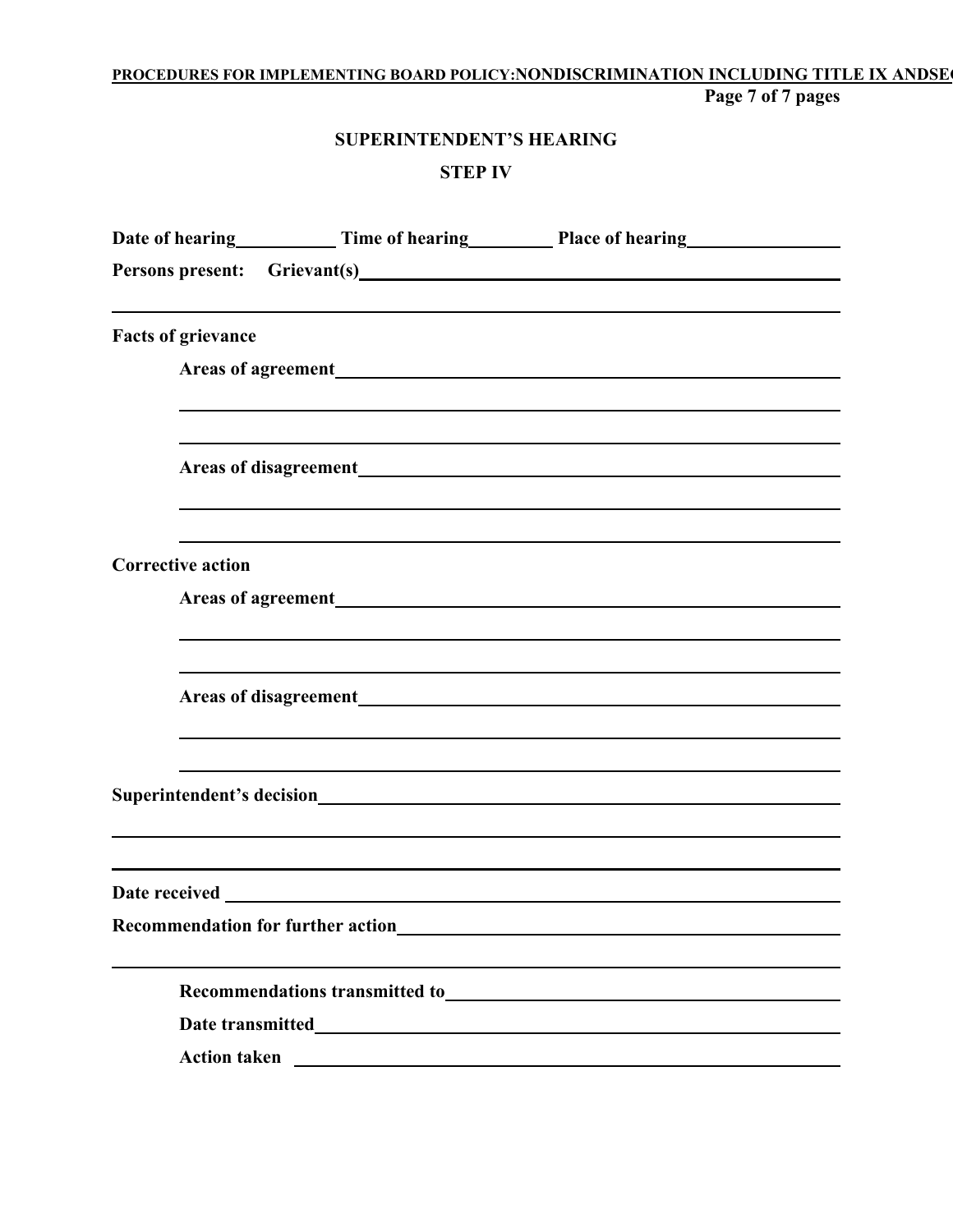## SUPERINTENDENT'S HEARING

## STEP IV

**Date of hearing**\_\_\_\_\_\_\_\_\_\_ **Time of hearing**\_\_\_\_\_\_\_\_\_ **Place of hearing**\_\_\_\_\_\_\_\_\_\_\_\_\_\_\_\_

**Persons present:** **Grievant(s)**\_\_\_\_\_\_\_\_\_\_\_\_\_\_\_\_\_\_\_\_\_\_\_\_\_\_\_\_\_\_\_\_\_\_\_\_\_\_\_\_\_\_\_\_\_\_

\_\_\_\_\_\_\_\_\_\_\_\_\_\_\_\_\_\_\_\_\_\_\_\_\_\_\_\_\_\_\_\_\_\_\_\_\_\_\_\_\_\_\_\_\_\_\_\_\_\_\_\_\_\_\_\_\_\_\_\_\_\_\_\_\_\_\_\_\_\_

**Facts of grievance**

**Areas of agreement**\_\_\_\_\_\_\_\_\_\_\_\_\_\_\_\_\_\_\_\_\_\_\_\_\_\_\_\_\_\_\_\_\_\_\_\_\_\_\_\_\_\_\_\_\_\_\_\_\_\_

\_\_\_\_\_\_\_\_\_\_\_\_\_\_\_\_\_\_\_\_\_\_\_\_\_\_\_\_\_\_\_\_\_\_\_\_\_\_\_\_\_\_\_\_\_\_\_\_\_\_\_\_\_\_\_\_\_\_\_\_\_\_\_\_\_\_

\_\_\_\_\_\_\_\_\_\_\_\_\_\_\_\_\_\_\_\_\_\_\_\_\_\_\_\_\_\_\_\_\_\_\_\_\_\_\_\_\_\_\_\_\_\_\_\_\_\_\_\_\_\_\_\_\_\_\_\_\_\_\_\_\_\_

**Areas of disagreement**\_\_\_\_\_\_\_\_\_\_\_\_\_\_\_\_\_\_\_\_\_\_\_\_\_\_\_\_\_\_\_\_\_\_\_\_\_\_\_\_\_\_\_\_\_\_\_\_

\_\_\_\_\_\_\_\_\_\_\_\_\_\_\_\_\_\_\_\_\_\_\_\_\_\_\_\_\_\_\_\_\_\_\_\_\_\_\_\_\_\_\_\_\_\_\_\_\_\_\_\_\_\_\_\_\_\_\_\_\_\_\_\_\_\_

\_\_\_\_\_\_\_\_\_\_\_\_\_\_\_\_\_\_\_\_\_\_\_\_\_\_\_\_\_\_\_\_\_\_\_\_\_\_\_\_\_\_\_\_\_\_\_\_\_\_\_\_\_\_\_\_\_\_\_\_\_\_\_\_\_\_

**Corrective action**

**Areas of agreement**\_\_\_\_\_\_\_\_\_\_\_\_\_\_\_\_\_\_\_\_\_\_\_\_\_\_\_\_\_\_\_\_\_\_\_\_\_\_\_\_\_\_\_\_\_\_\_\_\_\_

\_\_\_\_\_\_\_\_\_\_\_\_\_\_\_\_\_\_\_\_\_\_\_\_\_\_\_\_\_\_\_\_\_\_\_\_\_\_\_\_\_\_\_\_\_\_\_\_\_\_\_\_\_\_\_\_\_\_\_\_\_\_\_\_\_\_

\_\_\_\_\_\_\_\_\_\_\_\_\_\_\_\_\_\_\_\_\_\_\_\_\_\_\_\_\_\_\_\_\_\_\_\_\_\_\_\_\_\_\_\_\_\_\_\_\_\_\_\_\_\_\_\_\_\_\_\_\_\_\_\_\_\_

**Areas of disagreement**\_\_\_\_\_\_\_\_\_\_\_\_\_\_\_\_\_\_\_\_\_\_\_\_\_\_\_\_\_\_\_\_\_\_\_\_\_\_\_\_\_\_\_\_\_\_\_\_

\_\_\_\_\_\_\_\_\_\_\_\_\_\_\_\_\_\_\_\_\_\_\_\_\_\_\_\_\_\_\_\_\_\_\_\_\_\_\_\_\_\_\_\_\_\_\_\_\_\_\_\_\_\_\_\_\_\_\_\_\_\_\_\_\_\_

\_\_\_\_\_\_\_\_\_\_\_\_\_\_\_\_\_\_\_\_\_\_\_\_\_\_\_\_\_\_\_\_\_\_\_\_\_\_\_\_\_\_\_\_\_\_\_\_\_\_\_\_\_\_\_\_\_\_\_\_\_\_\_\_\_\_

**Superintendent's decision**\_\_\_\_\_\_\_\_\_\_\_\_\_\_\_\_\_\_\_\_\_\_\_\_\_\_\_\_\_\_\_\_\_\_\_\_\_\_\_\_\_\_\_\_\_\_\_\_\_\_

\_\_\_\_\_\_\_\_\_\_\_\_\_\_\_\_\_\_\_\_\_\_\_\_\_\_\_\_\_\_\_\_\_\_\_\_\_\_\_\_\_\_\_\_\_\_\_\_\_\_\_\_\_\_\_\_\_\_\_\_\_\_\_\_\_\_\_\_\_\_

\_\_\_\_\_\_\_\_\_\_\_\_\_\_\_\_\_\_\_\_\_\_\_\_\_\_\_\_\_\_\_\_\_\_\_\_\_\_\_\_\_\_\_\_\_\_\_\_\_\_\_\_\_\_\_\_\_\_\_\_\_\_\_\_\_\_\_\_\_\_

**Date received** \_\_\_\_\_\_\_\_\_\_\_\_\_\_\_\_\_\_\_\_\_\_\_\_\_\_\_\_\_\_\_\_\_\_\_\_\_\_\_\_\_\_\_\_\_\_\_\_\_\_\_\_\_\_\_\_\_\_\_\_

**Recommendation for further action**\_\_\_\_\_\_\_\_\_\_\_\_\_\_\_\_\_\_\_\_\_\_\_\_\_\_\_\_\_\_\_\_\_\_\_\_\_\_\_\_\_\_

\_\_\_\_\_\_\_\_\_\_\_\_\_\_\_\_\_\_\_\_\_\_\_\_\_\_\_\_\_\_\_\_\_\_\_\_\_\_\_\_\_\_\_\_\_\_\_\_\_\_\_\_\_\_\_\_\_\_\_\_\_\_\_\_\_\_\_\_\_\_

**Recommendations transmitted to**\_\_\_\_\_\_\_\_\_\_\_\_\_\_\_\_\_\_\_\_\_\_\_\_\_\_\_\_\_\_\_\_\_\_\_\_\_\_\_\_

**Date transmitted**\_\_\_\_\_\_\_\_\_\_\_\_\_\_\_\_\_\_\_\_\_\_\_\_\_\_\_\_\_\_\_\_\_\_\_\_\_\_\_\_\_\_\_\_\_\_\_\_\_\_\_\_\_\_

**Action taken** \_\_\_\_\_\_\_\_\_\_\_\_\_\_\_\_\_\_\_\_\_\_\_\_\_\_\_\_\_\_\_\_\_\_\_\_\_\_\_\_\_\_\_\_\_\_\_\_\_\_\_\_\_\_\_\_